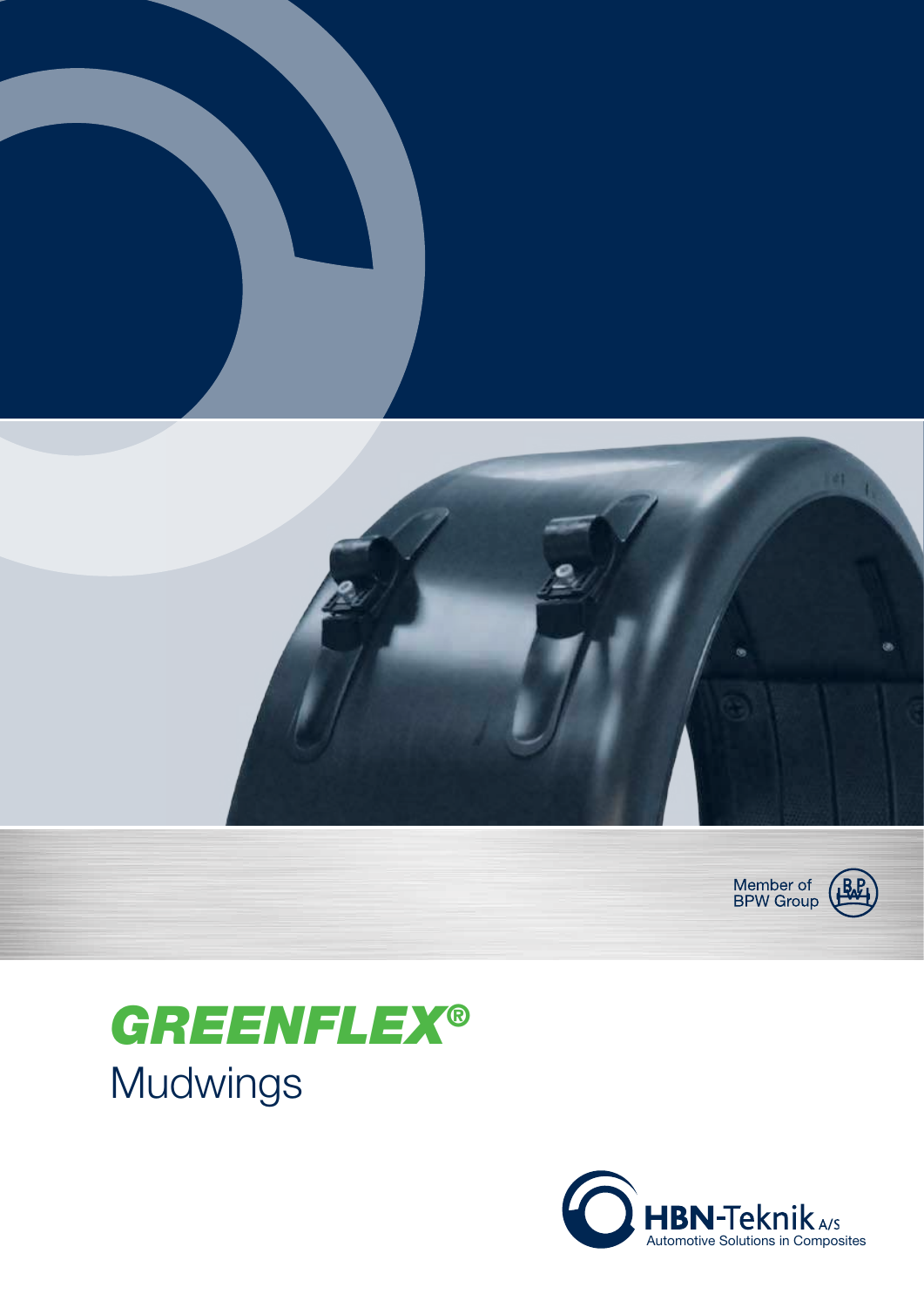Member of BPW Group

# GREENFLEX®

## Mudwings

HBN-Teknik A/S

Automotive Solutions in Composites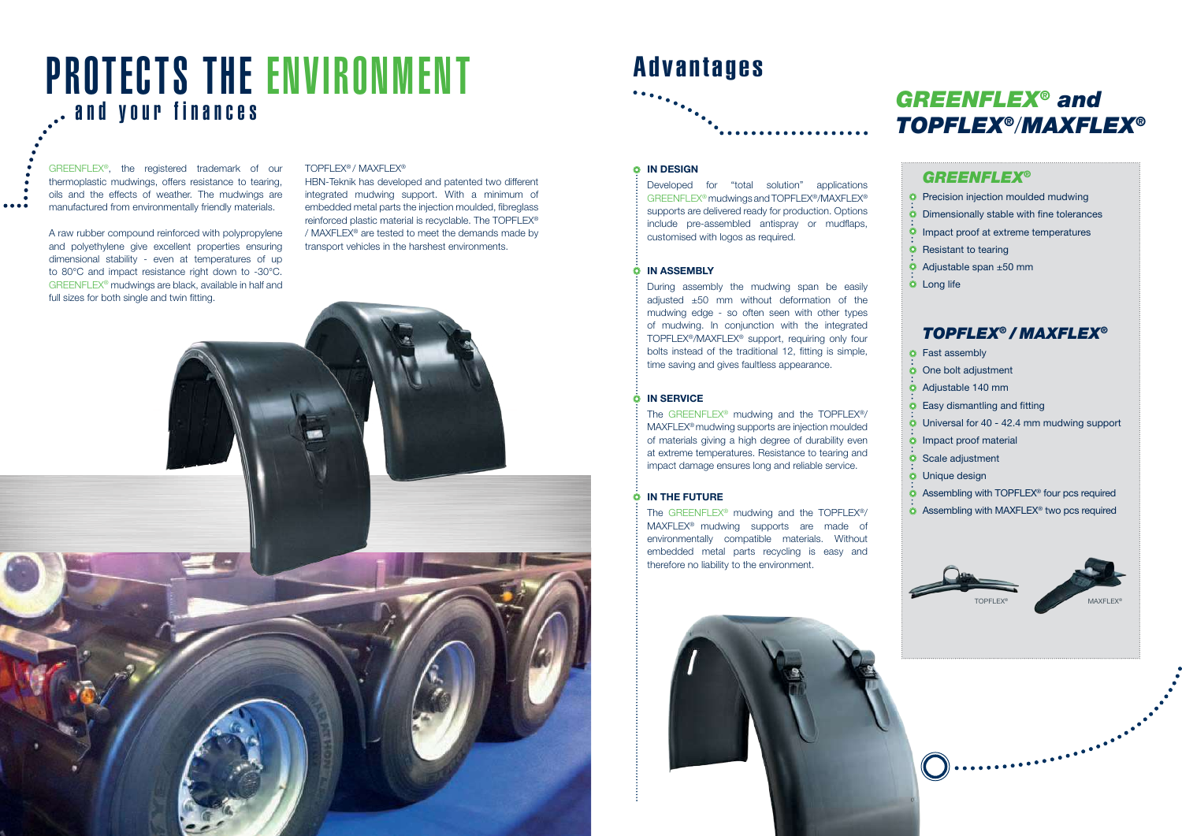# PROTECTS THE ENVIRONMENT

## and your finances

GREENFLEX®, the registered trademark of our thermoplastic mudwings, offers resistance to tearing, oils and the effects of weather. The mudwings are manufactured from environmentally friendly materials.

A raw rubber compound reinforced with polypropylene and polyethylene give excellent properties ensuring dimensional stability - even at temperatures of up to 80°C and impact resistance right down to -30°C. GREENFLEX® mudwings are black, available in half and full sizes for both single and twin fitting.

TOPFLEX® / MAXFLEX®

HBN-Teknik has developed and patented two different integrated mudwing support. With a minimum of embedded metal parts the injection moulded, fibreglass reinforced plastic material is recyclable. The TOPFLEX® / MAXFLEX® are tested to meet the demands made by transport vehicles in the harshest environments.

# Advantages

**IN DESIGN**

Developed for "total solution" applications GREENFLEX® mudwings and TOPFLEX®/MAXFLEX® supports are delivered ready for production. Options include pre-assembled antispray or mudflaps, customised with logos as required.

**IN ASSEMBLY**

During assembly the mudwing span be easily adjusted ±50 mm without deformation of the mudwing edge - so often seen with other types of mudwing. In conjunction with the integrated TOPFLEX®/MAXFLEX® support, requiring only four bolts instead of the traditional 12, fitting is simple, time saving and gives faultless appearance.

**IN SERVICE**

The GREENFLEX® mudwing and the TOPFLEX®/ MAXFLEX® mudwing supports are injection moulded of materials giving a high degree of durability even at extreme temperatures. Resistance to tearing and impact damage ensures long and reliable service.

**IN THE FUTURE**

The GREENFLEX® mudwing and the TOPFLEX®/ MAXFLEX® mudwing supports are made of environmentally compatible materials. Without embedded metal parts recycling is easy and therefore no liability to the environment.

# *GREENFLEX® and TOPFLEX®/MAXFLEX®*

## *GREENFLEX®*

- Precision injection moulded mudwing
- Dimensionally stable with fine tolerances
- Impact proof at extreme temperatures
- Resistant to tearing
- Adjustable span ±50 mm
- Long life

## *TOPFLEX® / MAXFLEX®*

- Fast assembly
- One bolt adjustment
- Adjustable 140 mm
- Easy dismantling and fitting
- Universal for 40 - 42.4 mm mudwing support
- Impact proof material
- Scale adjustment
- Unique design
- Assembling with TOPFLEX® four pcs required
- Assembling with MAXFLEX® two pcs required

TOPFLEX® MAXFLEX®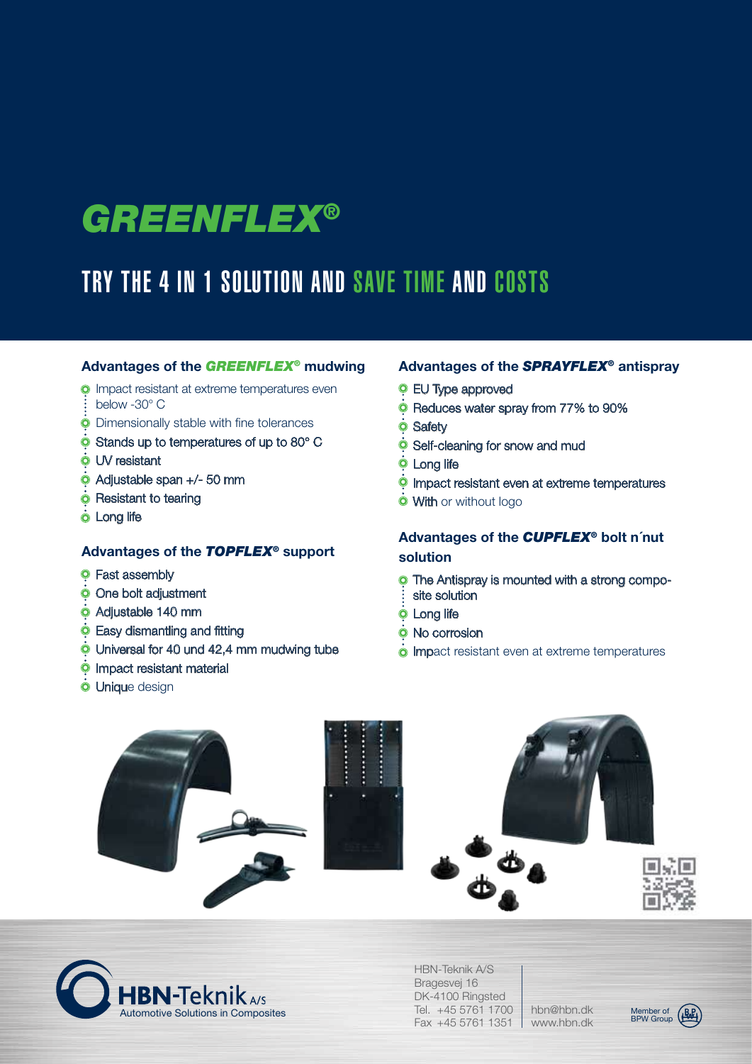# GREENFLEX®

## TRY THE 4 IN 1 SOLUTION AND SAVE TIME AND COSTS

### Advantages of the *GREENFLEX®* mudwing

- Impact resistant at extreme temperatures even below -30° C
- Dimensionally stable with fine tolerances
- Stands up to temperatures of up to 80° C
- UV resistant
- Adjustable span +/- 50 mm
- Resistant to tearing
- Long life

### Advantages of the *TOPFLEX®* support

- Fast assembly
- One bolt adjustment
- Adjustable 140 mm
- Easy dismantling and fitting
- Universal for 40 und 42,4 mm mudwing tube
- Impact resistant material
- Unique design

### Advantages of the *SPRAYFLEX®* antispray

- EU Type approved
- Reduces water spray from 77% to 90%
- Safety
- Self-cleaning for snow and mud
- Long life
- Impact resistant even at extreme temperatures
- With or without logo

### Advantages of the *CUPFLEX®* bolt n´nut solution

- The Antispray is mounted with a strong composite solution
- Long life
- No corrosion
- Impact resistant even at extreme temperatures

HBN-Teknik A/S
Automotive Solutions in Composites

HBN-Teknik A/S
Bragesvej 16
DK-4100 Ringsted
Tel. +45 5761 1700
Fax +45 5761 1351

hbn@hbn.dk
www.hbn.dk

Member of BPW Group